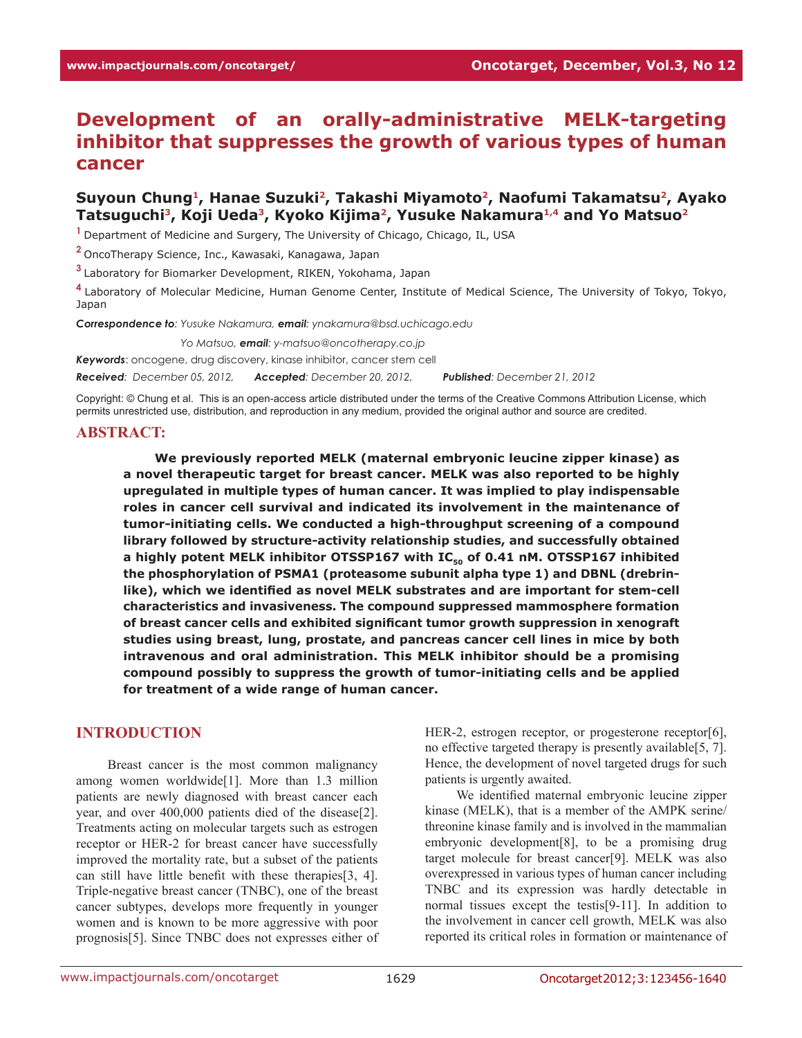# Development of an orally-administrative MELK-targeting inhibitor that suppresses the growth of various types of human cancer

**Suyoun Chung[1], Hanae Suzuki[2], Takashi Miyamoto[2], Naofumi Takamatsu[2], Ayako Tatsuguchi[3], Koji Ueda[3], Kyoko Kijima[2], Yusuke Nakamura[1,4] and Yo Matsuo[2]**

[1] Department of Medicine and Surgery, The University of Chicago, Chicago, IL, USA

[2] OncoTherapy Science, Inc., Kawasaki, Kanagawa, Japan

[3] Laboratory for Biomarker Development, RIKEN, Yokohama, Japan

[4] Laboratory of Molecular Medicine, Human Genome Center, Institute of Medical Science, The University of Tokyo, Tokyo, Japan

***Correspondence to**: Yusuke Nakamura, **email**: ynakamura@bsd.uchicago.edu*

*Yo Matsuo, **email**: y-matsuo@oncotherapy.co.jp*

***Keywords***: oncogene, drug discovery, kinase inhibitor, cancer stem cell

***Received**: December 05, 2012,* ***Accepted**: December 20, 2012,* ***Published**: December 21, 2012*

Copyright: © Chung et al. This is an open-access article distributed under the terms of the Creative Commons Attribution License, which permits unrestricted use, distribution, and reproduction in any medium, provided the original author and source are credited.

## ABSTRACT:

**We previously reported MELK (maternal embryonic leucine zipper kinase) as a novel therapeutic target for breast cancer. MELK was also reported to be highly upregulated in multiple types of human cancer. It was implied to play indispensable roles in cancer cell survival and indicated its involvement in the maintenance of tumor-initiating cells. We conducted a high-throughput screening of a compound library followed by structure-activity relationship studies, and successfully obtained a highly potent MELK inhibitor OTSSP167 with $IC_{50}$ of 0.41 nM. OTSSP167 inhibited the phosphorylation of PSMA1 (proteasome subunit alpha type 1) and DBNL (drebrin-like), which we identified as novel MELK substrates and are important for stem-cell characteristics and invasiveness. The compound suppressed mammosphere formation of breast cancer cells and exhibited significant tumor growth suppression in xenograft studies using breast, lung, prostate, and pancreas cancer cell lines in mice by both intravenous and oral administration. This MELK inhibitor should be a promising compound possibly to suppress the growth of tumor-initiating cells and be applied for treatment of a wide range of human cancer.**

## INTRODUCTION

Breast cancer is the most common malignancy among women worldwide[1]. More than 1.3 million patients are newly diagnosed with breast cancer each year, and over 400,000 patients died of the disease[2]. Treatments acting on molecular targets such as estrogen receptor or HER-2 for breast cancer have successfully improved the mortality rate, but a subset of the patients can still have little benefit with these therapies[3, 4]. Triple-negative breast cancer (TNBC), one of the breast cancer subtypes, develops more frequently in younger women and is known to be more aggressive with poor prognosis[5]. Since TNBC does not expresses either of HER-2, estrogen receptor, or progesterone receptor[6], no effective targeted therapy is presently available[5, 7]. Hence, the development of novel targeted drugs for such patients is urgently awaited.

We identified maternal embryonic leucine zipper kinase (MELK), that is a member of the AMPK serine/threonine kinase family and is involved in the mammalian embryonic development[8], to be a promising drug target molecule for breast cancer[9]. MELK was also overexpressed in various types of human cancer including TNBC and its expression was hardly detectable in normal tissues except the testis[9-11]. In addition to the involvement in cancer cell growth, MELK was also reported its critical roles in formation or maintenance of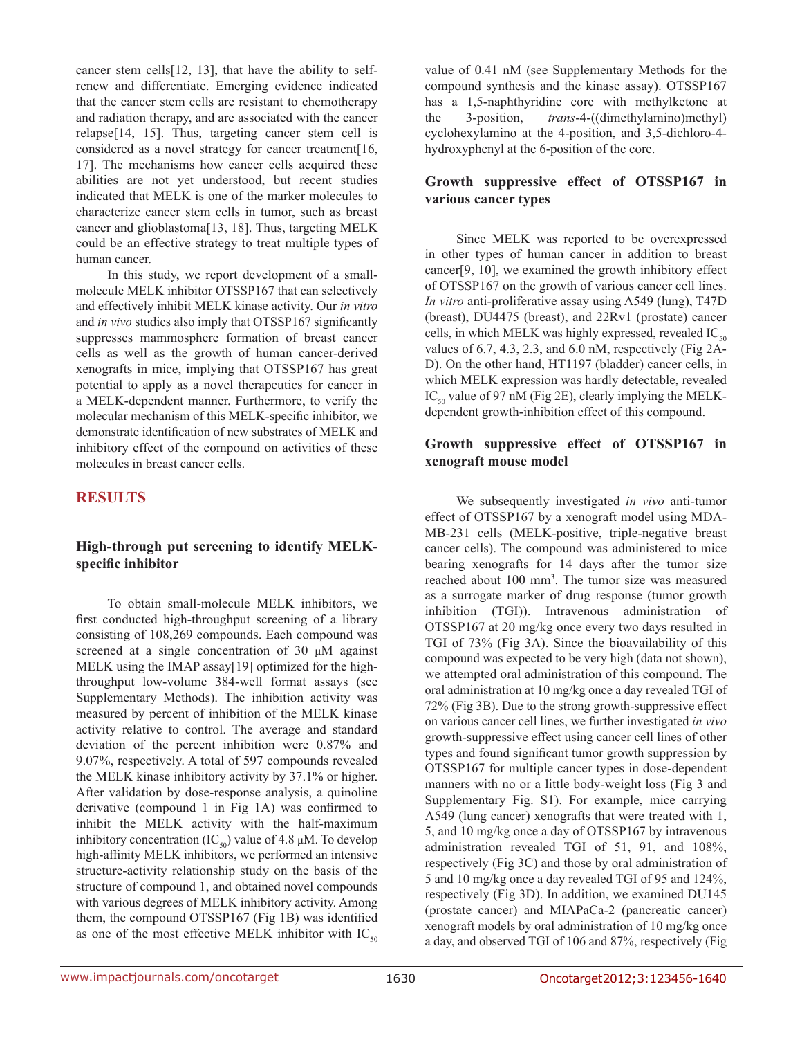cancer stem cells[12, 13], that have the ability to self-renew and differentiate. Emerging evidence indicated that the cancer stem cells are resistant to chemotherapy and radiation therapy, and are associated with the cancer relapse[14, 15]. Thus, targeting cancer stem cell is considered as a novel strategy for cancer treatment[16, 17]. The mechanisms how cancer cells acquired these abilities are not yet understood, but recent studies indicated that MELK is one of the marker molecules to characterize cancer stem cells in tumor, such as breast cancer and glioblastoma[13, 18]. Thus, targeting MELK could be an effective strategy to treat multiple types of human cancer.

In this study, we report development of a small-molecule MELK inhibitor OTSSP167 that can selectively and effectively inhibit MELK kinase activity. Our *in vitro* and *in vivo* studies also imply that OTSSP167 significantly suppresses mammosphere formation of breast cancer cells as well as the growth of human cancer-derived xenografts in mice, implying that OTSSP167 has great potential to apply as a novel therapeutics for cancer in a MELK-dependent manner. Furthermore, to verify the molecular mechanism of this MELK-specific inhibitor, we demonstrate identification of new substrates of MELK and inhibitory effect of the compound on activities of these molecules in breast cancer cells.

## RESULTS

### High-through put screening to identify MELK-specific inhibitor

To obtain small-molecule MELK inhibitors, we first conducted high-throughput screening of a library consisting of 108,269 compounds. Each compound was screened at a single concentration of 30 μM against MELK using the IMAP assay[19] optimized for the high-throughput low-volume 384-well format assays (see Supplementary Methods). The inhibition activity was measured by percent of inhibition of the MELK kinase activity relative to control. The average and standard deviation of the percent inhibition were 0.87% and 9.07%, respectively. A total of 597 compounds revealed the MELK kinase inhibitory activity by 37.1% or higher. After validation by dose-response analysis, a quinoline derivative (compound 1 in Fig 1A) was confirmed to inhibit the MELK activity with the half-maximum inhibitory concentration ($IC_{50}$) value of 4.8 μM. To develop high-affinity MELK inhibitors, we performed an intensive structure-activity relationship study on the basis of the structure of compound 1, and obtained novel compounds with various degrees of MELK inhibitory activity. Among them, the compound OTSSP167 (Fig 1B) was identified as one of the most effective MELK inhibitor with $IC_{50}$ value of 0.41 nM (see Supplementary Methods for the compound synthesis and the kinase assay). OTSSP167 has a 1,5-naphthyridine core with methylketone at the 3-position, *trans*-4-((dimethylamino)methyl) cyclohexylamino at the 4-position, and 3,5-dichloro-4-hydroxyphenyl at the 6-position of the core.

### Growth suppressive effect of OTSSP167 in various cancer types

Since MELK was reported to be overexpressed in other types of human cancer in addition to breast cancer[9, 10], we examined the growth inhibitory effect of OTSSP167 on the growth of various cancer cell lines. *In vitro* anti-proliferative assay using A549 (lung), T47D (breast), DU4475 (breast), and 22Rv1 (prostate) cancer cells, in which MELK was highly expressed, revealed $IC_{50}$ values of 6.7, 4.3, 2.3, and 6.0 nM, respectively (Fig 2A-D). On the other hand, HT1197 (bladder) cancer cells, in which MELK expression was hardly detectable, revealed $IC_{50}$ value of 97 nM (Fig 2E), clearly implying the MELK-dependent growth-inhibition effect of this compound.

### Growth suppressive effect of OTSSP167 in xenograft mouse model

We subsequently investigated *in vivo* anti-tumor effect of OTSSP167 by a xenograft model using MDA-MB-231 cells (MELK-positive, triple-negative breast cancer cells). The compound was administered to mice bearing xenografts for 14 days after the tumor size reached about 100 $mm^3$. The tumor size was measured as a surrogate marker of drug response (tumor growth inhibition (TGI)). Intravenous administration of OTSSP167 at 20 mg/kg once every two days resulted in TGI of 73% (Fig 3A). Since the bioavailability of this compound was expected to be very high (data not shown), we attempted oral administration of this compound. The oral administration at 10 mg/kg once a day revealed TGI of 72% (Fig 3B). Due to the strong growth-suppressive effect on various cancer cell lines, we further investigated *in vivo* growth-suppressive effect using cancer cell lines of other types and found significant tumor growth suppression by OTSSP167 for multiple cancer types in dose-dependent manners with no or a little body-weight loss (Fig 3 and Supplementary Fig. S1). For example, mice carrying A549 (lung cancer) xenografts that were treated with 1, 5, and 10 mg/kg once a day of OTSSP167 by intravenous administration revealed TGI of 51, 91, and 108%, respectively (Fig 3C) and those by oral administration of 5 and 10 mg/kg once a day revealed TGI of 95 and 124%, respectively (Fig 3D). In addition, we examined DU145 (prostate cancer) and MIAPaCa-2 (pancreatic cancer) xenograft models by oral administration of 10 mg/kg once a day, and observed TGI of 106 and 87%, respectively (Fig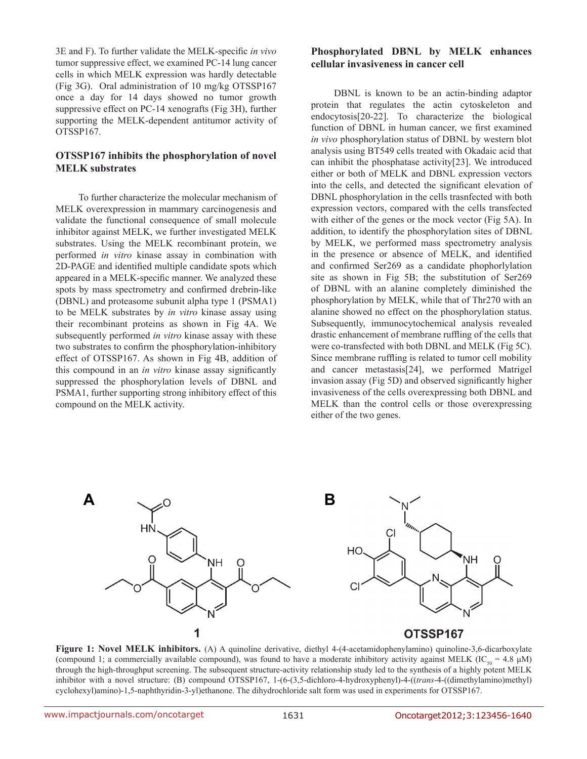3E and F). To further validate the MELK-specific *in vivo* tumor suppressive effect, we examined PC-14 lung cancer cells in which MELK expression was hardly detectable (Fig 3G). Oral administration of 10 mg/kg OTSSP167 once a day for 14 days showed no tumor growth suppressive effect on PC-14 xenografts (Fig 3H), further supporting the MELK-dependent antitumor activity of OTSSP167.

### OTSSP167 inhibits the phosphorylation of novel MELK substrates

To further characterize the molecular mechanism of MELK overexpression in mammary carcinogenesis and validate the functional consequence of small molecule inhibitor against MELK, we further investigated MELK substrates. Using the MELK recombinant protein, we performed *in vitro* kinase assay in combination with 2D-PAGE and identified multiple candidate spots which appeared in a MELK-specific manner. We analyzed these spots by mass spectrometry and confirmed drebrin-like (DBNL) and proteasome subunit alpha type 1 (PSMA1) to be MELK substrates by *in vitro* kinase assay using their recombinant proteins as shown in Fig 4A. We subsequently performed *in vitro* kinase assay with these two substrates to confirm the phosphorylation-inhibitory effect of OTSSP167. As shown in Fig 4B, addition of this compound in an *in vitro* kinase assay significantly suppressed the phosphorylation levels of DBNL and PSMA1, further supporting strong inhibitory effect of this compound on the MELK activity.

### Phosphorylated DBNL by MELK enhances cellular invasiveness in cancer cell

DBNL is known to be an actin-binding adaptor protein that regulates the actin cytoskeleton and endocytosis[20-22]. To characterize the biological function of DBNL in human cancer, we first examined *in vivo* phosphorylation status of DBNL by western blot analysis using BT549 cells treated with Okadaic acid that can inhibit the phosphatase activity[23]. We introduced either or both of MELK and DBNL expression vectors into the cells, and detected the significant elevation of DBNL phosphorylation in the cells trasnfected with both expression vectors, compared with the cells transfected with either of the genes or the mock vector (Fig 5A). In addition, to identify the phosphorylation sites of DBNL by MELK, we performed mass spectrometry analysis in the presence or absence of MELK, and identified and confirmed Ser269 as a candidate phophorlylation site as shown in Fig 5B; the substitution of Ser269 of DBNL with an alanine completely diminished the phosphorylation by MELK, while that of Thr270 with an alanine showed no effect on the phosphorylation status. Subsequently, immunocytochemical analysis revealed drastic enhancement of membrane ruffling of the cells that were co-transfected with both DBNL and MELK (Fig 5C). Since membrane ruffling is related to tumor cell mobility and cancer metastasis[24], we performed Matrigel invasion assay (Fig 5D) and observed significantly higher invasiveness of the cells overexpressing both DBNL and MELK than the control cells or those overexpressing either of the two genes.

**Figure 1: Novel MELK inhibitors.** (A) A quinoline derivative, diethyl 4-(4-acetamidophenylamino) quinoline-3,6-dicarboxylate (compound 1; a commercially available compound), was found to have a moderate inhibitory activity against MELK ($IC_{50}$ = 4.8 μM) through the high-throughput screening. The subsequent structure-activity relationship study led to the synthesis of a highly potent MELK inhibitor with a novel structure: (B) compound OTSSP167, 1-(6-(3,5-dichloro-4-hydroxyphenyl)-4-((*trans*-4-((dimethylamino)methyl) cyclohexyl)amino)-1,5-naphthyridin-3-yl)ethanone. The dihydrochloride salt form was used in experiments for OTSSP167.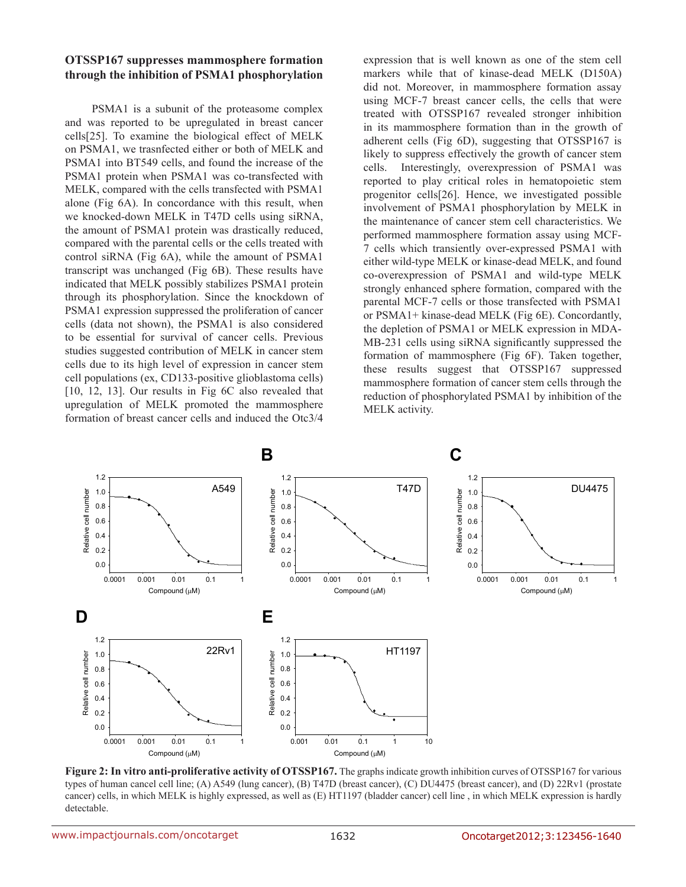### OTSSP167 suppresses mammosphere formation through the inhibition of PSMA1 phosphorylation

PSMA1 is a subunit of the proteasome complex and was reported to be upregulated in breast cancer cells[25]. To examine the biological effect of MELK on PSMA1, we trasnfected either or both of MELK and PSMA1 into BT549 cells, and found the increase of the PSMA1 protein when PSMA1 was co-transfected with MELK, compared with the cells transfected with PSMA1 alone (Fig 6A). In concordance with this result, when we knocked-down MELK in T47D cells using siRNA, the amount of PSMA1 protein was drastically reduced, compared with the parental cells or the cells treated with control siRNA (Fig 6A), while the amount of PSMA1 transcript was unchanged (Fig 6B). These results have indicated that MELK possibly stabilizes PSMA1 protein through its phosphorylation. Since the knockdown of PSMA1 expression suppressed the proliferation of cancer cells (data not shown), the PSMA1 is also considered to be essential for survival of cancer cells. Previous studies suggested contribution of MELK in cancer stem cells due to its high level of expression in cancer stem cell populations (ex, CD133-positive glioblastoma cells) [10, 12, 13]. Our results in Fig 6C also revealed that upregulation of MELK promoted the mammosphere formation of breast cancer cells and induced the Otc3/4 expression that is well known as one of the stem cell markers while that of kinase-dead MELK (D150A) did not. Moreover, in mammosphere formation assay using MCF-7 breast cancer cells, the cells that were treated with OTSSP167 revealed stronger inhibition in its mammosphere formation than in the growth of adherent cells (Fig 6D), suggesting that OTSSP167 is likely to suppress effectively the growth of cancer stem cells. Interestingly, overexpression of PSMA1 was reported to play critical roles in hematopoietic stem progenitor cells[26]. Hence, we investigated possible involvement of PSMA1 phosphorylation by MELK in the maintenance of cancer stem cell characteristics. We performed mammosphere formation assay using MCF-7 cells which transiently over-expressed PSMA1 with either wild-type MELK or kinase-dead MELK, and found co-overexpression of PSMA1 and wild-type MELK strongly enhanced sphere formation, compared with the parental MCF-7 cells or those transfected with PSMA1 or PSMA1+ kinase-dead MELK (Fig 6E). Concordantly, the depletion of PSMA1 or MELK expression in MDA-MB-231 cells using siRNA significantly suppressed the formation of mammosphere (Fig 6F). Taken together, these results suggest that OTSSP167 suppressed mammosphere formation of cancer stem cells through the reduction of phosphorylated PSMA1 by inhibition of the MELK activity.

**Figure 2: In vitro anti-proliferative activity of OTSSP167.** The graphs indicate growth inhibition curves of OTSSP167 for various types of human cancel cell line; (A) A549 (lung cancer), (B) T47D (breast cancer), (C) DU4475 (breast cancer), and (D) 22Rv1 (prostate cancer) cells, in which MELK is highly expressed, as well as (E) HT1197 (bladder cancer) cell line , in which MELK expression is hardly detectable.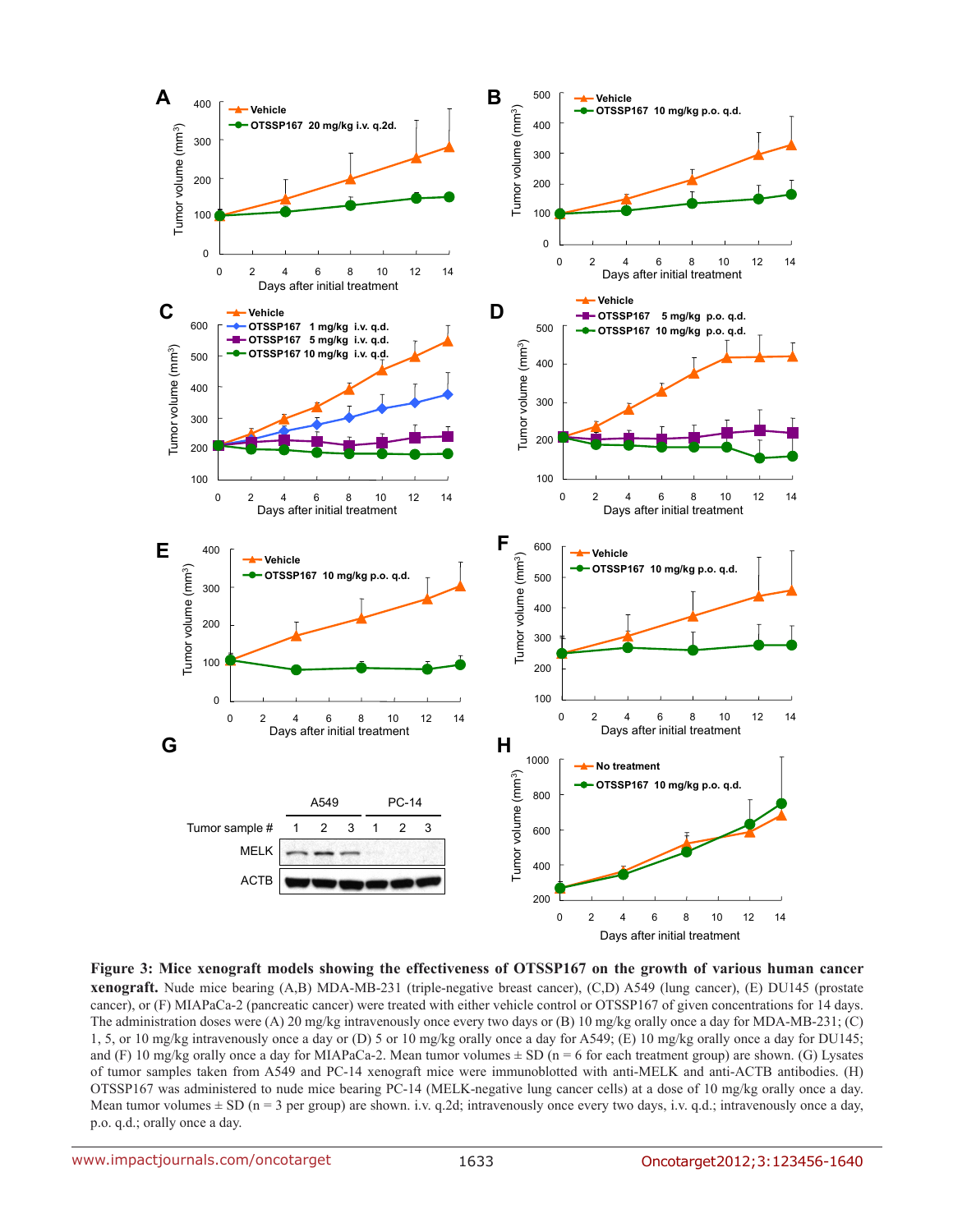**Figure 3: Mice xenograft models showing the effectiveness of OTSSP167 on the growth of various human cancer xenograft.** Nude mice bearing (A,B) MDA-MB-231 (triple-negative breast cancer), (C,D) A549 (lung cancer), (E) DU145 (prostate cancer), or (F) MIAPaCa-2 (pancreatic cancer) were treated with either vehicle control or OTSSP167 of given concentrations for 14 days. The administration doses were (A) 20 mg/kg intravenously once every two days or (B) 10 mg/kg orally once a day for MDA-MB-231; (C) 1, 5, or 10 mg/kg intravenously once a day or (D) 5 or 10 mg/kg orally once a day for A549; (E) 10 mg/kg orally once a day for DU145; and (F) 10 mg/kg orally once a day for MIAPaCa-2. Mean tumor volumes ± SD (n = 6 for each treatment group) are shown. (G) Lysates of tumor samples taken from A549 and PC-14 xenograft mice were immunoblotted with anti-MELK and anti-ACTB antibodies. (H) OTSSP167 was administered to nude mice bearing PC-14 (MELK-negative lung cancer cells) at a dose of 10 mg/kg orally once a day. Mean tumor volumes ± SD (n = 3 per group) are shown. i.v. q.2d; intravenously once every two days, i.v. q.d.; intravenously once a day, p.o. q.d.; orally once a day.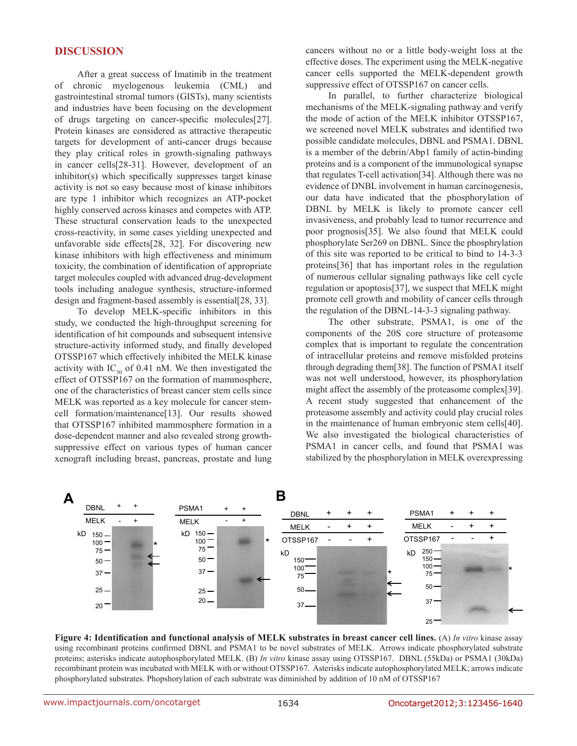## DISCUSSION

After a great success of Imatinib in the treatment of chronic myelogenous leukemia (CML) and gastrointestinal stromal tumors (GISTs), many scientists and industries have been focusing on the development of drugs targeting on cancer-specific molecules[27]. Protein kinases are considered as attractive therapeutic targets for development of anti-cancer drugs because they play critical roles in growth-signaling pathways in cancer cells[28-31]. However, development of an inhibitor(s) which specifically suppresses target kinase activity is not so easy because most of kinase inhibitors are type 1 inhibitor which recognizes an ATP-pocket highly conserved across kinases and competes with ATP. These structural conservation leads to the unexpected cross-reactivity, in some cases yielding unexpected and unfavorable side effects[28, 32]. For discovering new kinase inhibitors with high effectiveness and minimum toxicity, the combination of identification of appropriate target molecules coupled with advanced drug-development tools including analogue synthesis, structure-informed design and fragment-based assembly is essential[28, 33].

To develop MELK-specific inhibitors in this study, we conducted the high-throughput screening for identification of hit compounds and subsequent intensive structure-activity informed study, and finally developed OTSSP167 which effectively inhibited the MELK kinase activity with $IC_{50}$ of 0.41 nM. We then investigated the effect of OTSSP167 on the formation of mammosphere, one of the characteristics of breast cancer stem cells since MELK was reported as a key molecule for cancer stem-cell formation/maintenance[13]. Our results showed that OTSSP167 inhibited mammosphere formation in a dose-dependent manner and also revealed strong growth-suppressive effect on various types of human cancer xenograft including breast, pancreas, prostate and lung cancers without no or a little body-weight loss at the effective doses. The experiment using the MELK-negative cancer cells supported the MELK-dependent growth suppressive effect of OTSSP167 on cancer cells.

In parallel, to further characterize biological mechanisms of the MELK-signaling pathway and verify the mode of action of the MELK inhibitor OTSSP167, we screened novel MELK substrates and identified two possible candidate molecules, DBNL and PSMA1. DBNL is a member of the debrin/Abp1 family of actin-binding proteins and is a component of the immunological synapse that regulates T-cell activation[34]. Although there was no evidence of DNBL involvement in human carcinogenesis, our data have indicated that the phosphorylation of DBNL by MELK is likely to promote cancer cell invasiveness, and probably lead to tumor recurrence and poor prognosis[35]. We also found that MELK could phosphorylate Ser269 on DBNL. Since the phosphrylation of this site was reported to be critical to bind to 14-3-3 proteins[36] that has important roles in the regulation of numerous cellular signaling pathways like cell cycle regulation or apoptosis[37], we suspect that MELK might promote cell growth and mobility of cancer cells through the regulation of the DBNL-14-3-3 signaling pathway.

The other substrate, PSMA1, is one of the components of the 20S core structure of proteasome complex that is important to regulate the concentration of intracellular proteins and remove misfolded proteins through degrading them[38]. The function of PSMA1 itself was not well understood, however, its phosphorylation might affect the assembly of the proteasome complex[39]. A recent study suggested that enhancement of the proteasome assembly and activity could play crucial roles in the maintenance of human embryonic stem cells[40]. We also investigated the biological characteristics of PSMA1 in cancer cells, and found that PSMA1 was stabilized by the phosphorylation in MELK overexpressing

**Figure 4: Identification and functional analysis of MELK substrates in breast cancer cell lines.** (A) *In vitro* kinase assay using recombinant proteins confirmed DBNL and PSMA1 to be novel substrates of MELK. Arrows indicate phosphorylated substrate proteins; asterisks indicate autophosphorylated MELK. (B) *In vitro* kinase assay using OTSSP167. DBNL (55kDa) or PSMA1 (30kDa) recombinant protein was incubated with MELK with or without OTSSP167. Asterisks indicate autophosphorylated MELK; arrows indicate phosphorylated substrates. Phopshorylation of each substrate was diminished by addition of 10 nM of OTSSP167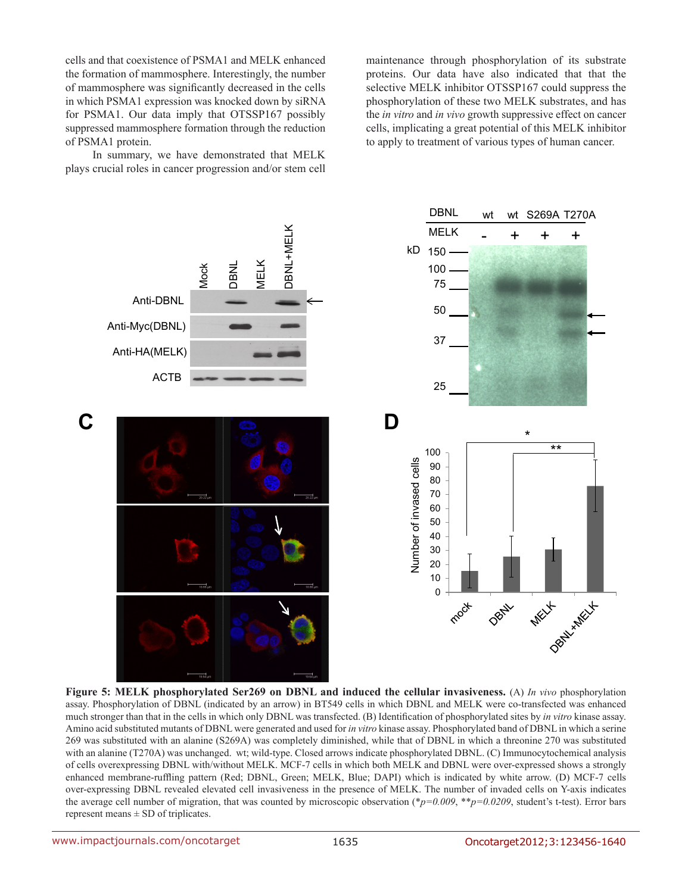cells and that coexistence of PSMA1 and MELK enhanced the formation of mammosphere. Interestingly, the number of mammosphere was significantly decreased in the cells in which PSMA1 expression was knocked down by siRNA for PSMA1. Our data imply that OTSSP167 possibly suppressed mammosphere formation through the reduction of PSMA1 protein.

In summary, we have demonstrated that MELK plays crucial roles in cancer progression and/or stem cell maintenance through phosphorylation of its substrate proteins. Our data have also indicated that that the selective MELK inhibitor OTSSP167 could suppress the phosphorylation of these two MELK substrates, and has the *in vitro* and *in vivo* growth suppressive effect on cancer cells, implicating a great potential of this MELK inhibitor to apply to treatment of various types of human cancer.

**Figure 5: MELK phosphorylated Ser269 on DBNL and induced the cellular invasiveness.** (A) *In vivo* phosphorylation assay. Phosphorylation of DBNL (indicated by an arrow) in BT549 cells in which DBNL and MELK were co-transfected was enhanced much stronger than that in the cells in which only DBNL was transfected. (B) Identification of phosphorylated sites by *in vitro* kinase assay. Amino acid substituted mutants of DBNL were generated and used for *in vitro* kinase assay. Phosphorylated band of DBNL in which a serine 269 was substituted with an alanine (S269A) was completely diminished, while that of DBNL in which a threonine 270 was substituted with an alanine (T270A) was unchanged. wt; wild-type. Closed arrows indicate phosphorylated DBNL. (C) Immunocytochemical analysis of cells overexpressing DBNL with/without MELK. MCF-7 cells in which both MELK and DBNL were over-expressed shows a strongly enhanced membrane-ruffling pattern (Red; DBNL, Green; MELK, Blue; DAPI) which is indicated by white arrow. (D) MCF-7 cells over-expressing DBNL revealed elevated cell invasiveness in the presence of MELK. The number of invaded cells on Y-axis indicates the average cell number of migration, that was counted by microscopic observation (*$p=0.009$, **$p=0.0209$, student's t-test). Error bars represent means ± SD of triplicates.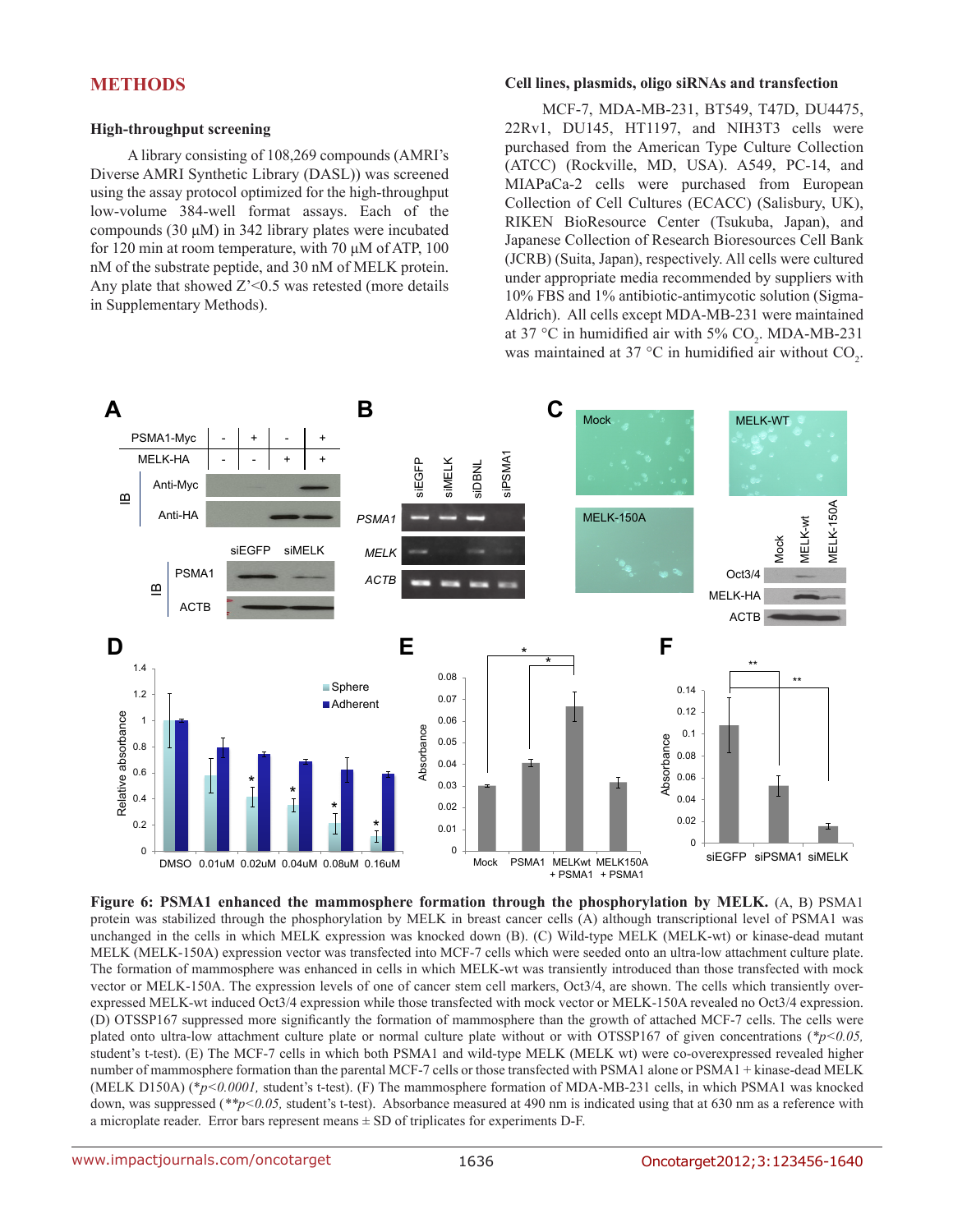## METHODS

### High-throughput screening

A library consisting of 108,269 compounds (AMRI's Diverse AMRI Synthetic Library (DASL)) was screened using the assay protocol optimized for the high-throughput low-volume 384-well format assays. Each of the compounds (30 μM) in 342 library plates were incubated for 120 min at room temperature, with 70 μM of ATP, 100 nM of the substrate peptide, and 30 nM of MELK protein. Any plate that showed Z'<0.5 was retested (more details in Supplementary Methods).

### Cell lines, plasmids, oligo siRNAs and transfection

MCF-7, MDA-MB-231, BT549, T47D, DU4475, 22Rv1, DU145, HT1197, and NIH3T3 cells were purchased from the American Type Culture Collection (ATCC) (Rockville, MD, USA). A549, PC-14, and MIAPaCa-2 cells were purchased from European Collection of Cell Cultures (ECACC) (Salisbury, UK), RIKEN BioResource Center (Tsukuba, Japan), and Japanese Collection of Research Bioresources Cell Bank (JCRB) (Suita, Japan), respectively. All cells were cultured under appropriate media recommended by suppliers with 10% FBS and 1% antibiotic-antimycotic solution (Sigma-Aldrich). All cells except MDA-MB-231 were maintained at 37 °C in humidified air with 5% $CO_2$. MDA-MB-231 was maintained at 37 °C in humidified air without $CO_2$.

**Figure 6: PSMA1 enhanced the mammosphere formation through the phosphorylation by MELK.** (A, B) PSMA1 protein was stabilized through the phosphorylation by MELK in breast cancer cells (A) although transcriptional level of PSMA1 was unchanged in the cells in which MELK expression was knocked down (B). (C) Wild-type MELK (MELK-wt) or kinase-dead mutant MELK (MELK-150A) expression vector was transfected into MCF-7 cells which were seeded onto an ultra-low attachment culture plate. The formation of mammosphere was enhanced in cells in which MELK-wt was transiently introduced than those transfected with mock vector or MELK-150A. The expression levels of one of cancer stem cell markers, Oct3/4, are shown. The cells which transiently over-expressed MELK-wt induced Oct3/4 expression while those transfected with mock vector or MELK-150A revealed no Oct3/4 expression. (D) OTSSP167 suppressed more significantly the formation of mammosphere than the growth of attached MCF-7 cells. The cells were plated onto ultra-low attachment culture plate or normal culture plate without or with OTSSP167 of given concentrations (*$p<0.05$, student's t-test). (E) The MCF-7 cells in which both PSMA1 and wild-type MELK (MELK wt) were co-overexpressed revealed higher number of mammosphere formation than the parental MCF-7 cells or those transfected with PSMA1 alone or PSMA1 + kinase-dead MELK (MELK D150A) (*$p<0.0001$, student's t-test). (F) The mammosphere formation of MDA-MB-231 cells, in which PSMA1 was knocked down, was suppressed (**$p<0.05$, student's t-test). Absorbance measured at 490 nm is indicated using that at 630 nm as a reference with a microplate reader. Error bars represent means ± SD of triplicates for experiments D-F.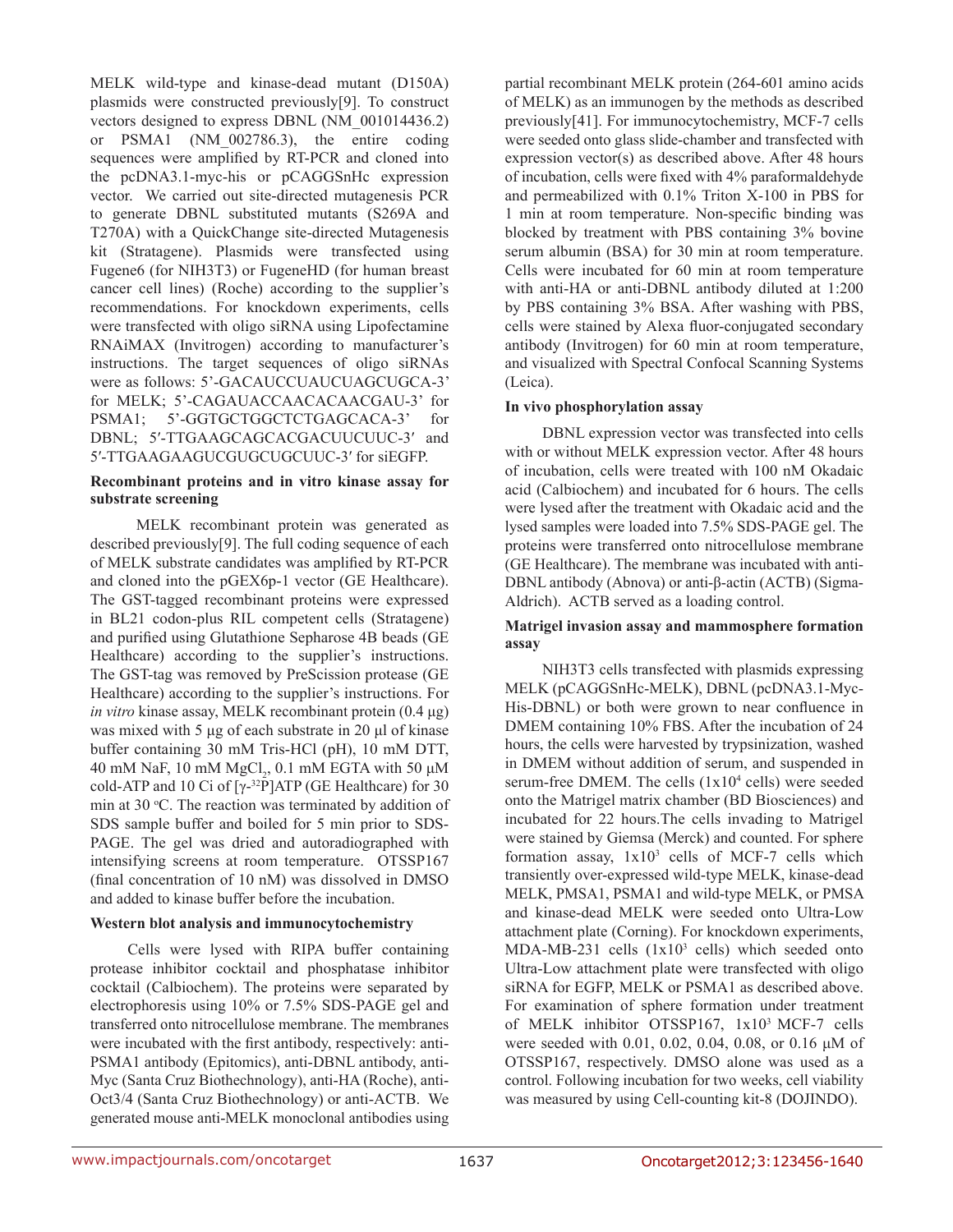MELK wild-type and kinase-dead mutant (D150A) plasmids were constructed previously[9]. To construct vectors designed to express DBNL (NM_001014436.2) or PSMA1 (NM_002786.3), the entire coding sequences were amplified by RT-PCR and cloned into the pcDNA3.1-myc-his or pCAGGSnHc expression vector. We carried out site-directed mutagenesis PCR to generate DBNL substituted mutants (S269A and T270A) with a QuickChange site-directed Mutagenesis kit (Stratagene). Plasmids were transfected using Fugene6 (for NIH3T3) or FugeneHD (for human breast cancer cell lines) (Roche) according to the supplier's recommendations. For knockdown experiments, cells were transfected with oligo siRNA using Lipofectamine RNAiMAX (Invitrogen) according to manufacturer's instructions. The target sequences of oligo siRNAs were as follows: 5'-GACAUCCUAUCUAGCUGCA-3' for MELK; 5'-CAGAUACCAACACAACGAU-3' for PSMA1; 5'-GGTGCTGGCTCTGAGCACA-3' for DBNL; 5′-TTGAAGCAGCACGACUUCUUC-3′ and 5′-TTGAAGAAGUCGUGCUGCUUC-3′ for siEGFP.

#### Recombinant proteins and in vitro kinase assay for substrate screening

MELK recombinant protein was generated as described previously[9]. The full coding sequence of each of MELK substrate candidates was amplified by RT-PCR and cloned into the pGEX6p-1 vector (GE Healthcare). The GST-tagged recombinant proteins were expressed in BL21 codon-plus RIL competent cells (Stratagene) and purified using Glutathione Sepharose 4B beads (GE Healthcare) according to the supplier's instructions. The GST-tag was removed by PreScission protease (GE Healthcare) according to the supplier's instructions. For *in vitro* kinase assay, MELK recombinant protein (0.4 µg) was mixed with 5 µg of each substrate in 20 µl of kinase buffer containing 30 mM Tris-HCl (pH), 10 mM DTT, 40 mM NaF, 10 mM $MgCl_2$, 0.1 mM EGTA with 50 µM cold-ATP and 10 Ci of [$\gamma$-$^{32}$P]ATP (GE Healthcare) for 30 min at 30 $^{o}$C. The reaction was terminated by addition of SDS sample buffer and boiled for 5 min prior to SDS-PAGE. The gel was dried and autoradiographed with intensifying screens at room temperature. OTSSP167 (final concentration of 10 nM) was dissolved in DMSO and added to kinase buffer before the incubation.

#### Western blot analysis and immunocytochemistry

Cells were lysed with RIPA buffer containing protease inhibitor cocktail and phosphatase inhibitor cocktail (Calbiochem). The proteins were separated by electrophoresis using 10% or 7.5% SDS-PAGE gel and transferred onto nitrocellulose membrane. The membranes were incubated with the first antibody, respectively: anti-PSMA1 antibody (Epitomics), anti-DBNL antibody, anti-Myc (Santa Cruz Biothechnology), anti-HA (Roche), anti-Oct3/4 (Santa Cruz Biothechnology) or anti-ACTB. We generated mouse anti-MELK monoclonal antibodies using partial recombinant MELK protein (264-601 amino acids of MELK) as an immunogen by the methods as described previously[41]. For immunocytochemistry, MCF-7 cells were seeded onto glass slide-chamber and transfected with expression vector(s) as described above. After 48 hours of incubation, cells were fixed with 4% paraformaldehyde and permeabilized with 0.1% Triton X-100 in PBS for 1 min at room temperature. Non-specific binding was blocked by treatment with PBS containing 3% bovine serum albumin (BSA) for 30 min at room temperature. Cells were incubated for 60 min at room temperature with anti-HA or anti-DBNL antibody diluted at 1:200 by PBS containing 3% BSA. After washing with PBS, cells were stained by Alexa fluor-conjugated secondary antibody (Invitrogen) for 60 min at room temperature, and visualized with Spectral Confocal Scanning Systems (Leica).

#### In vivo phosphorylation assay

DBNL expression vector was transfected into cells with or without MELK expression vector. After 48 hours of incubation, cells were treated with 100 nM Okadaic acid (Calbiochem) and incubated for 6 hours. The cells were lysed after the treatment with Okadaic acid and the lysed samples were loaded into 7.5% SDS-PAGE gel. The proteins were transferred onto nitrocellulose membrane (GE Healthcare). The membrane was incubated with anti-DBNL antibody (Abnova) or anti-β-actin (ACTB) (Sigma-Aldrich). ACTB served as a loading control.

#### Matrigel invasion assay and mammosphere formation assay

NIH3T3 cells transfected with plasmids expressing MELK (pCAGGSnHc-MELK), DBNL (pcDNA3.1-Myc-His-DBNL) or both were grown to near confluence in DMEM containing 10% FBS. After the incubation of 24 hours, the cells were harvested by trypsinization, washed in DMEM without addition of serum, and suspended in serum-free DMEM. The cells ($1x10^4$ cells) were seeded onto the Matrigel matrix chamber (BD Biosciences) and incubated for 22 hours.The cells invading to Matrigel were stained by Giemsa (Merck) and counted. For sphere formation assay, $1x10^3$ cells of MCF-7 cells which transiently over-expressed wild-type MELK, kinase-dead MELK, PMSA1, PSMA1 and wild-type MELK, or PMSA and kinase-dead MELK were seeded onto Ultra-Low attachment plate (Corning). For knockdown experiments, MDA-MB-231 cells ($1x10^3$ cells) which seeded onto Ultra-Low attachment plate were transfected with oligo siRNA for EGFP, MELK or PSMA1 as described above. For examination of sphere formation under treatment of MELK inhibitor OTSSP167, $1x10^3$ MCF-7 cells were seeded with 0.01, 0.02, 0.04, 0.08, or 0.16 µM of OTSSP167, respectively. DMSO alone was used as a control. Following incubation for two weeks, cell viability was measured by using Cell-counting kit-8 (DOJINDO).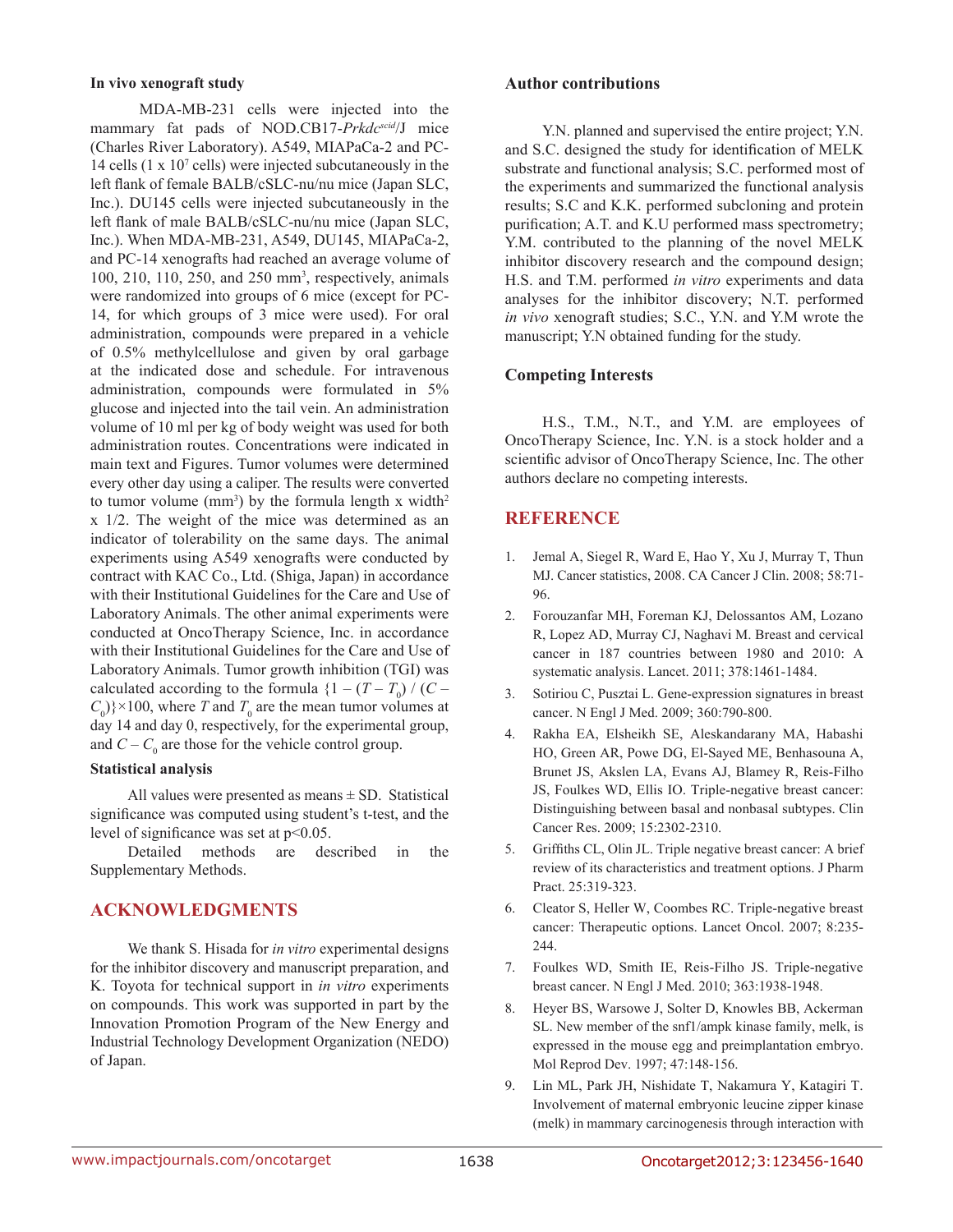### In vivo xenograft study

MDA-MB-231 cells were injected into the mammary fat pads of NOD.CB17-*Prkdc*$^{scid}$/J mice (Charles River Laboratory). A549, MIAPaCa-2 and PC-14 cells (1 x $10^7$ cells) were injected subcutaneously in the left flank of female BALB/cSLC-nu/nu mice (Japan SLC, Inc.). DU145 cells were injected subcutaneously in the left flank of male BALB/cSLC-nu/nu mice (Japan SLC, Inc.). When MDA-MB-231, A549, DU145, MIAPaCa-2, and PC-14 xenografts had reached an average volume of 100, 210, 110, 250, and 250 $mm^3$, respectively, animals were randomized into groups of 6 mice (except for PC-14, for which groups of 3 mice were used). For oral administration, compounds were prepared in a vehicle of 0.5% methylcellulose and given by oral garbage at the indicated dose and schedule. For intravenous administration, compounds were formulated in 5% glucose and injected into the tail vein. An administration volume of 10 ml per kg of body weight was used for both administration routes. Concentrations were indicated in main text and Figures. Tumor volumes were determined every other day using a caliper. The results were converted to tumor volume ($mm^3$) by the formula length x $width^2$ x 1/2. The weight of the mice was determined as an indicator of tolerability on the same days. The animal experiments using A549 xenografts were conducted by contract with KAC Co., Ltd. (Shiga, Japan) in accordance with their Institutional Guidelines for the Care and Use of Laboratory Animals. The other animal experiments were conducted at OncoTherapy Science, Inc. in accordance with their Institutional Guidelines for the Care and Use of Laboratory Animals. Tumor growth inhibition (TGI) was calculated according to the formula $\{1 - (T - T_0) / (C - C_0)\} \times 100$, where $T$ and $T_0$ are the mean tumor volumes at day 14 and day 0, respectively, for the experimental group, and $C - C_0$ are those for the vehicle control group.

### Statistical analysis

All values were presented as means ± SD. Statistical significance was computed using student's t-test, and the level of significance was set at $p<0.05$.

Detailed methods are described in the Supplementary Methods.

## ACKNOWLEDGMENTS

We thank S. Hisada for *in vitro* experimental designs for the inhibitor discovery and manuscript preparation, and K. Toyota for technical support in *in vitro* experiments on compounds. This work was supported in part by the Innovation Promotion Program of the New Energy and Industrial Technology Development Organization (NEDO) of Japan.

### Author contributions

Y.N. planned and supervised the entire project; Y.N. and S.C. designed the study for identification of MELK substrate and functional analysis; S.C. performed most of the experiments and summarized the functional analysis results; S.C and K.K. performed subcloning and protein purification; A.T. and K.U performed mass spectrometry; Y.M. contributed to the planning of the novel MELK inhibitor discovery research and the compound design; H.S. and T.M. performed *in vitro* experiments and data analyses for the inhibitor discovery; N.T. performed *in vivo* xenograft studies; S.C., Y.N. and Y.M wrote the manuscript; Y.N obtained funding for the study.

### Competing Interests

H.S., T.M., N.T., and Y.M. are employees of OncoTherapy Science, Inc. Y.N. is a stock holder and a scientific advisor of OncoTherapy Science, Inc. The other authors declare no competing interests.

## REFERENCE

1. Jemal A, Siegel R, Ward E, Hao Y, Xu J, Murray T, Thun MJ. Cancer statistics, 2008. CA Cancer J Clin. 2008; 58:71-96.
2. Forouzanfar MH, Foreman KJ, Delossantos AM, Lozano R, Lopez AD, Murray CJ, Naghavi M. Breast and cervical cancer in 187 countries between 1980 and 2010: A systematic analysis. Lancet. 2011; 378:1461-1484.
3. Sotiriou C, Pusztai L. Gene-expression signatures in breast cancer. N Engl J Med. 2009; 360:790-800.
4. Rakha EA, Elsheikh SE, Aleskandarany MA, Habashi HO, Green AR, Powe DG, El-Sayed ME, Benhasouna A, Brunet JS, Akslen LA, Evans AJ, Blamey R, Reis-Filho JS, Foulkes WD, Ellis IO. Triple-negative breast cancer: Distinguishing between basal and nonbasal subtypes. Clin Cancer Res. 2009; 15:2302-2310.
5. Griffiths CL, Olin JL. Triple negative breast cancer: A brief review of its characteristics and treatment options. J Pharm Pract. 25:319-323.
6. Cleator S, Heller W, Coombes RC. Triple-negative breast cancer: Therapeutic options. Lancet Oncol. 2007; 8:235-244.
7. Foulkes WD, Smith IE, Reis-Filho JS. Triple-negative breast cancer. N Engl J Med. 2010; 363:1938-1948.
8. Heyer BS, Warsowe J, Solter D, Knowles BB, Ackerman SL. New member of the snf1/ampk kinase family, melk, is expressed in the mouse egg and preimplantation embryo. Mol Reprod Dev. 1997; 47:148-156.
9. Lin ML, Park JH, Nishidate T, Nakamura Y, Katagiri T. Involvement of maternal embryonic leucine zipper kinase (melk) in mammary carcinogenesis through interaction with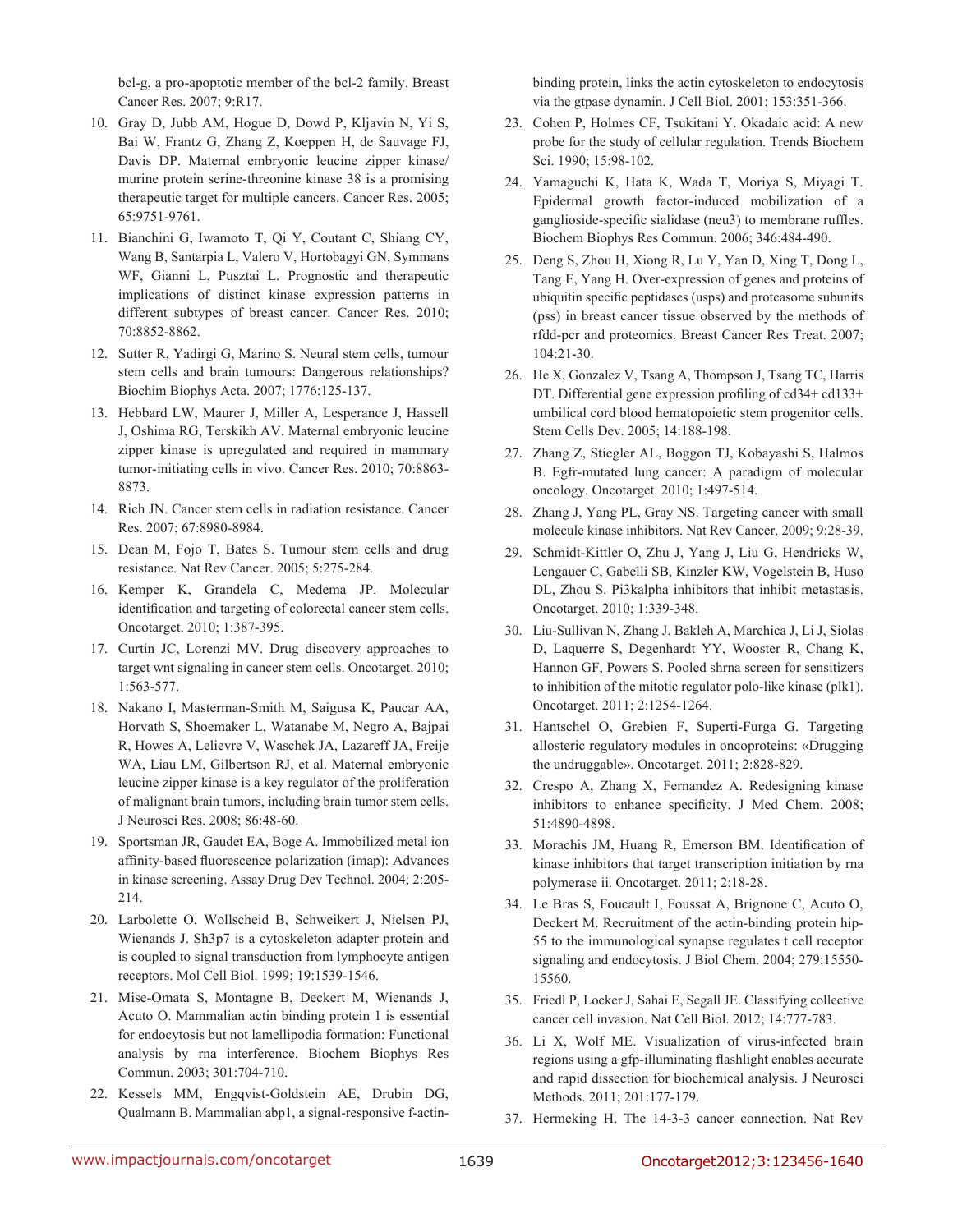bcl-g, a pro-apoptotic member of the bcl-2 family. Breast Cancer Res. 2007; 9:R17.

10. Gray D, Jubb AM, Hogue D, Dowd P, Kljavin N, Yi S, Bai W, Frantz G, Zhang Z, Koeppen H, de Sauvage FJ, Davis DP. Maternal embryonic leucine zipper kinase/murine protein serine-threonine kinase 38 is a promising therapeutic target for multiple cancers. Cancer Res. 2005; 65:9751-9761.

11. Bianchini G, Iwamoto T, Qi Y, Coutant C, Shiang CY, Wang B, Santarpia L, Valero V, Hortobagyi GN, Symmans WF, Gianni L, Pusztai L. Prognostic and therapeutic implications of distinct kinase expression patterns in different subtypes of breast cancer. Cancer Res. 2010; 70:8852-8862.

12. Sutter R, Yadirgi G, Marino S. Neural stem cells, tumour stem cells and brain tumours: Dangerous relationships? Biochim Biophys Acta. 2007; 1776:125-137.

13. Hebbard LW, Maurer J, Miller A, Lesperance J, Hassell J, Oshima RG, Terskikh AV. Maternal embryonic leucine zipper kinase is upregulated and required in mammary tumor-initiating cells in vivo. Cancer Res. 2010; 70:8863-8873.

14. Rich JN. Cancer stem cells in radiation resistance. Cancer Res. 2007; 67:8980-8984.

15. Dean M, Fojo T, Bates S. Tumour stem cells and drug resistance. Nat Rev Cancer. 2005; 5:275-284.

16. Kemper K, Grandela C, Medema JP. Molecular identification and targeting of colorectal cancer stem cells. Oncotarget. 2010; 1:387-395.

17. Curtin JC, Lorenzi MV. Drug discovery approaches to target wnt signaling in cancer stem cells. Oncotarget. 2010; 1:563-577.

18. Nakano I, Masterman-Smith M, Saigusa K, Paucar AA, Horvath S, Shoemaker L, Watanabe M, Negro A, Bajpai R, Howes A, Lelievre V, Waschek JA, Lazareff JA, Freije WA, Liau LM, Gilbertson RJ, et al. Maternal embryonic leucine zipper kinase is a key regulator of the proliferation of malignant brain tumors, including brain tumor stem cells. J Neurosci Res. 2008; 86:48-60.

19. Sportsman JR, Gaudet EA, Boge A. Immobilized metal ion affinity-based fluorescence polarization (imap): Advances in kinase screening. Assay Drug Dev Technol. 2004; 2:205-214.

20. Larbolette O, Wollscheid B, Schweikert J, Nielsen PJ, Wienands J. Sh3p7 is a cytoskeleton adapter protein and is coupled to signal transduction from lymphocyte antigen receptors. Mol Cell Biol. 1999; 19:1539-1546.

21. Mise-Omata S, Montagne B, Deckert M, Wienands J, Acuto O. Mammalian actin binding protein 1 is essential for endocytosis but not lamellipodia formation: Functional analysis by rna interference. Biochem Biophys Res Commun. 2003; 301:704-710.

22. Kessels MM, Engqvist-Goldstein AE, Drubin DG, Qualmann B. Mammalian abp1, a signal-responsive f-actin-binding protein, links the actin cytoskeleton to endocytosis via the gtpase dynamin. J Cell Biol. 2001; 153:351-366.

23. Cohen P, Holmes CF, Tsukitani Y. Okadaic acid: A new probe for the study of cellular regulation. Trends Biochem Sci. 1990; 15:98-102.

24. Yamaguchi K, Hata K, Wada T, Moriya S, Miyagi T. Epidermal growth factor-induced mobilization of a ganglioside-specific sialidase (neu3) to membrane ruffles. Biochem Biophys Res Commun. 2006; 346:484-490.

25. Deng S, Zhou H, Xiong R, Lu Y, Yan D, Xing T, Dong L, Tang E, Yang H. Over-expression of genes and proteins of ubiquitin specific peptidases (usps) and proteasome subunits (pss) in breast cancer tissue observed by the methods of rfdd-pcr and proteomics. Breast Cancer Res Treat. 2007; 104:21-30.

26. He X, Gonzalez V, Tsang A, Thompson J, Tsang TC, Harris DT. Differential gene expression profiling of cd34+ cd133+ umbilical cord blood hematopoietic stem progenitor cells. Stem Cells Dev. 2005; 14:188-198.

27. Zhang Z, Stiegler AL, Boggon TJ, Kobayashi S, Halmos B. Egfr-mutated lung cancer: A paradigm of molecular oncology. Oncotarget. 2010; 1:497-514.

28. Zhang J, Yang PL, Gray NS. Targeting cancer with small molecule kinase inhibitors. Nat Rev Cancer. 2009; 9:28-39.

29. Schmidt-Kittler O, Zhu J, Yang J, Liu G, Hendricks W, Lengauer C, Gabelli SB, Kinzler KW, Vogelstein B, Huso DL, Zhou S. Pi3kalpha inhibitors that inhibit metastasis. Oncotarget. 2010; 1:339-348.

30. Liu-Sullivan N, Zhang J, Bakleh A, Marchica J, Li J, Siolas D, Laquerre S, Degenhardt YY, Wooster R, Chang K, Hannon GF, Powers S. Pooled shrna screen for sensitizers to inhibition of the mitotic regulator polo-like kinase (plk1). Oncotarget. 2011; 2:1254-1264.

31. Hantschel O, Grebien F, Superti-Furga G. Targeting allosteric regulatory modules in oncoproteins: «Drugging the undruggable». Oncotarget. 2011; 2:828-829.

32. Crespo A, Zhang X, Fernandez A. Redesigning kinase inhibitors to enhance specificity. J Med Chem. 2008; 51:4890-4898.

33. Morachis JM, Huang R, Emerson BM. Identification of kinase inhibitors that target transcription initiation by rna polymerase ii. Oncotarget. 2011; 2:18-28.

34. Le Bras S, Foucault I, Foussat A, Brignone C, Acuto O, Deckert M. Recruitment of the actin-binding protein hip-55 to the immunological synapse regulates t cell receptor signaling and endocytosis. J Biol Chem. 2004; 279:15550-15560.

35. Friedl P, Locker J, Sahai E, Segall JE. Classifying collective cancer cell invasion. Nat Cell Biol. 2012; 14:777-783.

36. Li X, Wolf ME. Visualization of virus-infected brain regions using a gfp-illuminating flashlight enables accurate and rapid dissection for biochemical analysis. J Neurosci Methods. 2011; 201:177-179.

37. Hermeking H. The 14-3-3 cancer connection. Nat Rev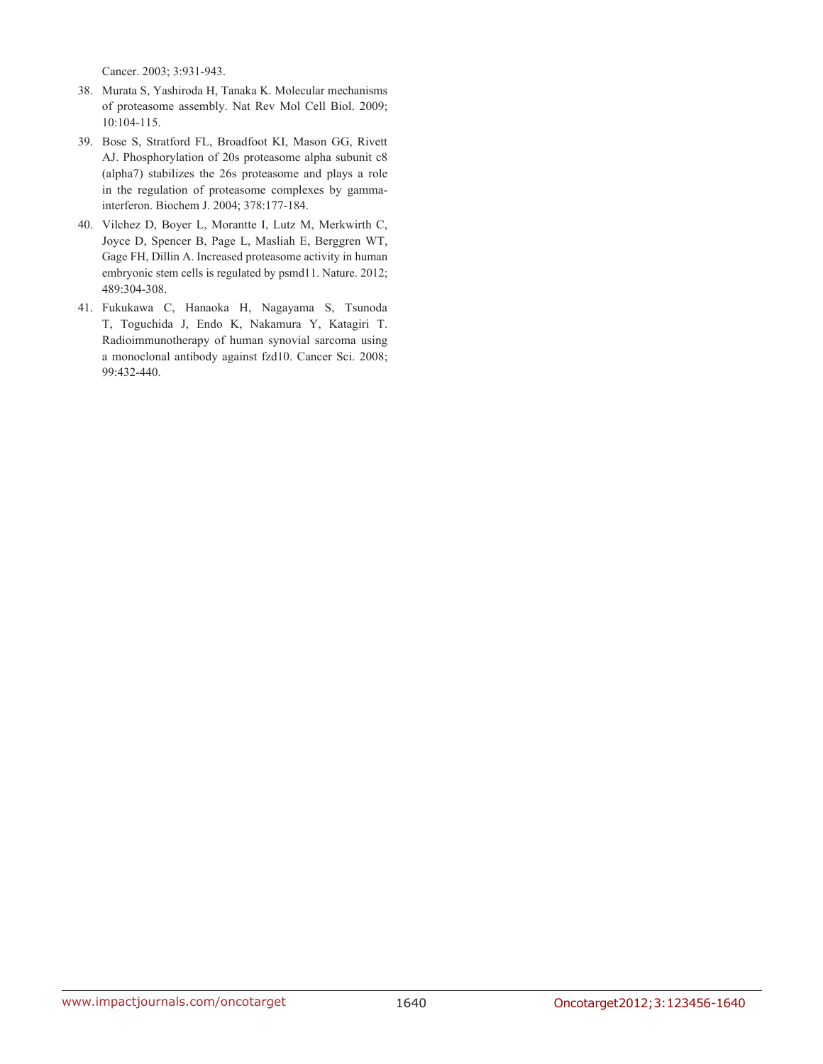Cancer. 2003; 3:931-943.

38. Murata S, Yashiroda H, Tanaka K. Molecular mechanisms of proteasome assembly. Nat Rev Mol Cell Biol. 2009; 10:104-115.

39. Bose S, Stratford FL, Broadfoot KI, Mason GG, Rivett AJ. Phosphorylation of 20s proteasome alpha subunit c8 (alpha7) stabilizes the 26s proteasome and plays a role in the regulation of proteasome complexes by gamma-interferon. Biochem J. 2004; 378:177-184.

40. Vilchez D, Boyer L, Morantte I, Lutz M, Merkwirth C, Joyce D, Spencer B, Page L, Masliah E, Berggren WT, Gage FH, Dillin A. Increased proteasome activity in human embryonic stem cells is regulated by psmd11. Nature. 2012; 489:304-308.

41. Fukukawa C, Hanaoka H, Nagayama S, Tsunoda T, Toguchida J, Endo K, Nakamura Y, Katagiri T. Radioimmunotherapy of human synovial sarcoma using a monoclonal antibody against fzd10. Cancer Sci. 2008; 99:432-440.